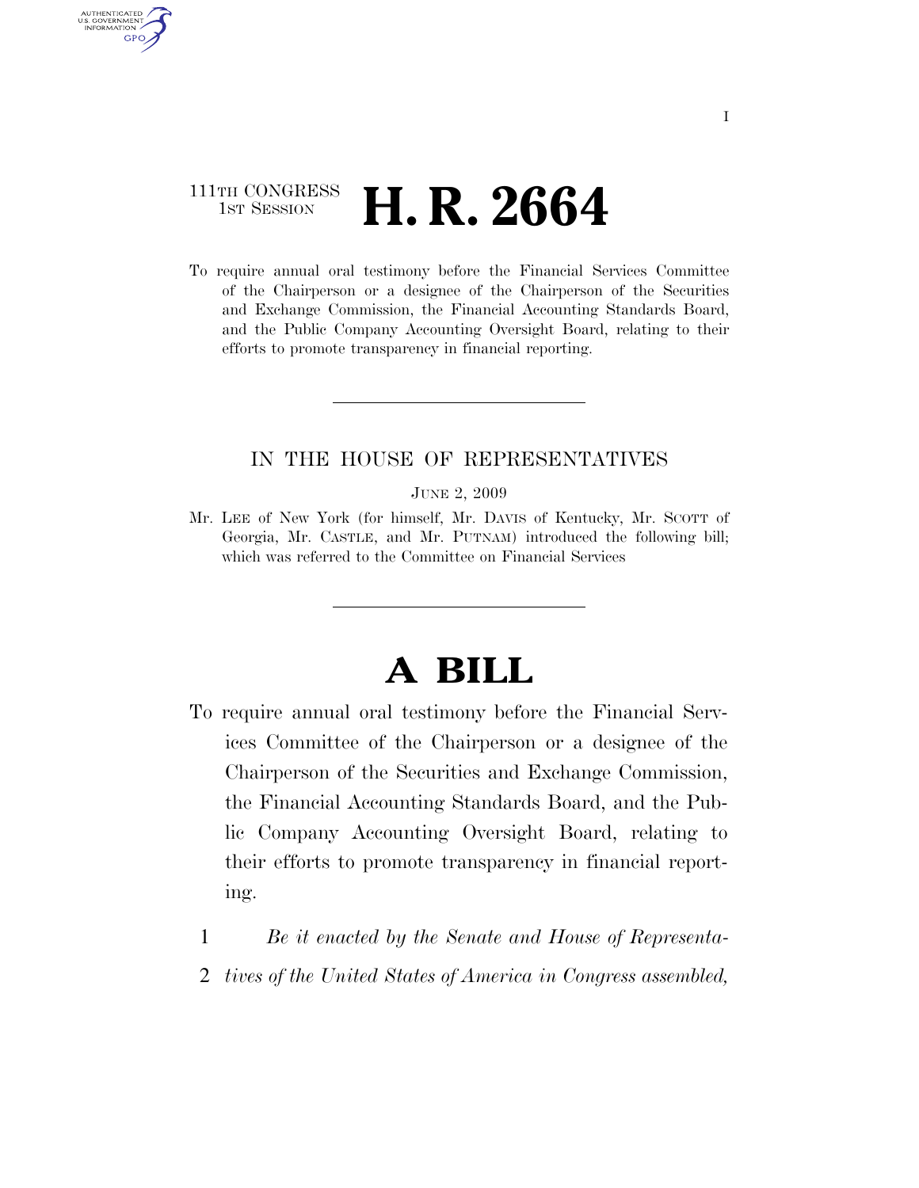111TH CONGRESS
1ST SESSION

# H. R. 2664

To require annual oral testimony before the Financial Services Committee of the Chairperson or a designee of the Chairperson of the Securities and Exchange Commission, the Financial Accounting Standards Board, and the Public Company Accounting Oversight Board, relating to their efforts to promote transparency in financial reporting.

IN THE HOUSE OF REPRESENTATIVES

JUNE 2, 2009

Mr. LEE of New York (for himself, Mr. DAVIS of Kentucky, Mr. SCOTT of Georgia, Mr. CASTLE, and Mr. PUTNAM) introduced the following bill; which was referred to the Committee on Financial Services

# A BILL

To require annual oral testimony before the Financial Services Committee of the Chairperson or a designee of the Chairperson of the Securities and Exchange Commission, the Financial Accounting Standards Board, and the Public Company Accounting Oversight Board, relating to their efforts to promote transparency in financial reporting.

1 *Be it enacted by the Senate and House of Representa-*
2 *tives of the United States of America in Congress assembled,*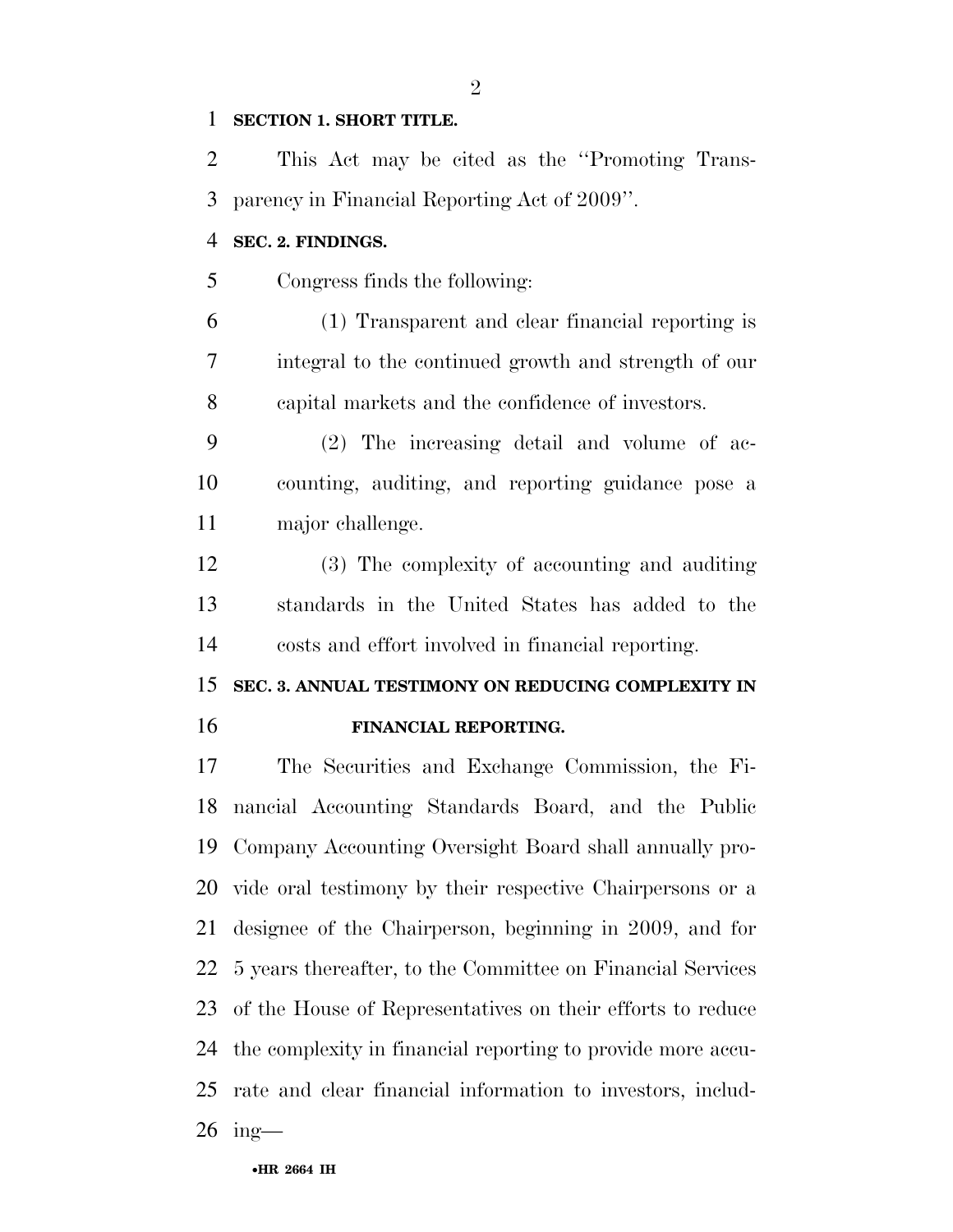**SECTION 1. SHORT TITLE.**

This Act may be cited as the ''Promoting Transparency in Financial Reporting Act of 2009''.

**SEC. 2. FINDINGS.**

Congress finds the following:

(1) Transparent and clear financial reporting is integral to the continued growth and strength of our capital markets and the confidence of investors.

(2) The increasing detail and volume of accounting, auditing, and reporting guidance pose a major challenge.

(3) The complexity of accounting and auditing standards in the United States has added to the costs and effort involved in financial reporting.

**SEC. 3. ANNUAL TESTIMONY ON REDUCING COMPLEXITY IN FINANCIAL REPORTING.**

The Securities and Exchange Commission, the Financial Accounting Standards Board, and the Public Company Accounting Oversight Board shall annually provide oral testimony by their respective Chairpersons or a designee of the Chairperson, beginning in 2009, and for 5 years thereafter, to the Committee on Financial Services of the House of Representatives on their efforts to reduce the complexity in financial reporting to provide more accurate and clear financial information to investors, including—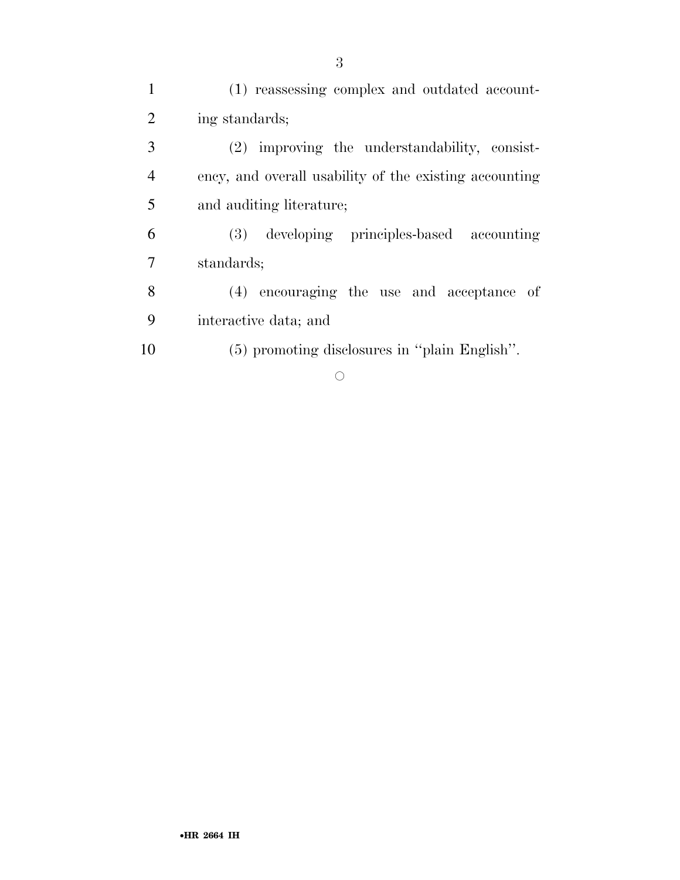(1) reassessing complex and outdated accounting standards;

(2) improving the understandability, consistency, and overall usability of the existing accounting and auditing literature;

(3) developing principles-based accounting standards;

(4) encouraging the use and acceptance of interactive data; and

(5) promoting disclosures in ''plain English''.

○